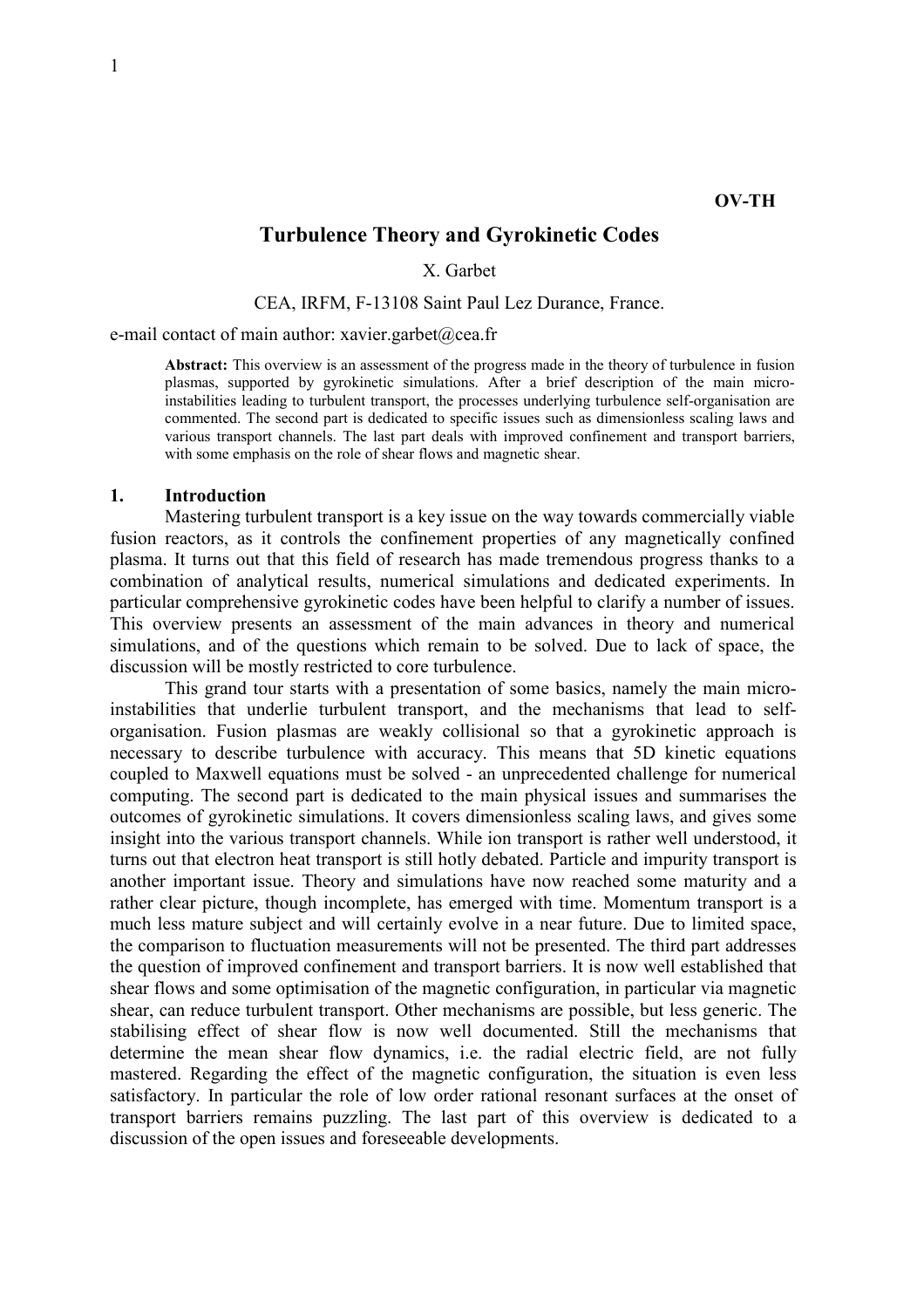OV-TH

# Turbulence Theory and Gyrokinetic Codes

X. Garbet

CEA, IRFM, F-13108 Saint Paul Lez Durance, France.

e-mail contact of main author: xavier.garbet@cea.fr

**Abstract:** This overview is an assessment of the progress made in the theory of turbulence in fusion plasmas, supported by gyrokinetic simulations. After a brief description of the main micro-instabilities leading to turbulent transport, the processes underlying turbulence self-organisation are commented. The second part is dedicated to specific issues such as dimensionless scaling laws and various transport channels. The last part deals with improved confinement and transport barriers, with some emphasis on the role of shear flows and magnetic shear.

## 1. Introduction

Mastering turbulent transport is a key issue on the way towards commercially viable fusion reactors, as it controls the confinement properties of any magnetically confined plasma. It turns out that this field of research has made tremendous progress thanks to a combination of analytical results, numerical simulations and dedicated experiments. In particular comprehensive gyrokinetic codes have been helpful to clarify a number of issues. This overview presents an assessment of the main advances in theory and numerical simulations, and of the questions which remain to be solved. Due to lack of space, the discussion will be mostly restricted to core turbulence.

This grand tour starts with a presentation of some basics, namely the main micro-instabilities that underlie turbulent transport, and the mechanisms that lead to self-organisation. Fusion plasmas are weakly collisional so that a gyrokinetic approach is necessary to describe turbulence with accuracy. This means that 5D kinetic equations coupled to Maxwell equations must be solved - an unprecedented challenge for numerical computing. The second part is dedicated to the main physical issues and summarises the outcomes of gyrokinetic simulations. It covers dimensionless scaling laws, and gives some insight into the various transport channels. While ion transport is rather well understood, it turns out that electron heat transport is still hotly debated. Particle and impurity transport is another important issue. Theory and simulations have now reached some maturity and a rather clear picture, though incomplete, has emerged with time. Momentum transport is a much less mature subject and will certainly evolve in a near future. Due to limited space, the comparison to fluctuation measurements will not be presented. The third part addresses the question of improved confinement and transport barriers. It is now well established that shear flows and some optimisation of the magnetic configuration, in particular via magnetic shear, can reduce turbulent transport. Other mechanisms are possible, but less generic. The stabilising effect of shear flow is now well documented. Still the mechanisms that determine the mean shear flow dynamics, i.e. the radial electric field, are not fully mastered. Regarding the effect of the magnetic configuration, the situation is even less satisfactory. In particular the role of low order rational resonant surfaces at the onset of transport barriers remains puzzling. The last part of this overview is dedicated to a discussion of the open issues and foreseeable developments.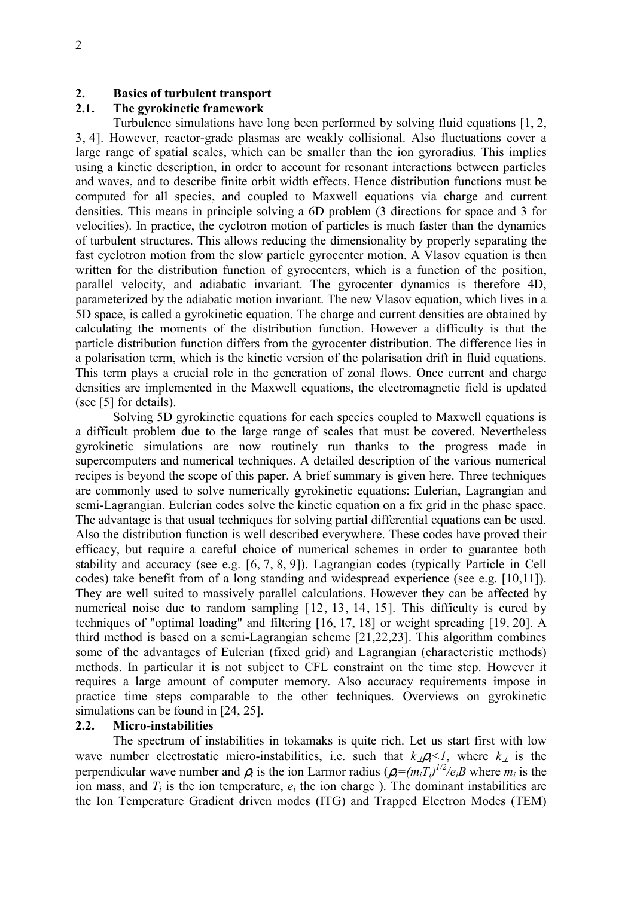## 2. Basics of turbulent transport

### 2.1. The gyrokinetic framework

Turbulence simulations have long been performed by solving fluid equations [1, 2, 3, 4]. However, reactor-grade plasmas are weakly collisional. Also fluctuations cover a large range of spatial scales, which can be smaller than the ion gyroradius. This implies using a kinetic description, in order to account for resonant interactions between particles and waves, and to describe finite orbit width effects. Hence distribution functions must be computed for all species, and coupled to Maxwell equations via charge and current densities. This means in principle solving a 6D problem (3 directions for space and 3 for velocities). In practice, the cyclotron motion of particles is much faster than the dynamics of turbulent structures. This allows reducing the dimensionality by properly separating the fast cyclotron motion from the slow particle gyrocenter motion. A Vlasov equation is then written for the distribution function of gyrocenters, which is a function of the position, parallel velocity, and adiabatic invariant. The gyrocenter dynamics is therefore 4D, parameterized by the adiabatic motion invariant. The new Vlasov equation, which lives in a 5D space, is called a gyrokinetic equation. The charge and current densities are obtained by calculating the moments of the distribution function. However a difficulty is that the particle distribution function differs from the gyrocenter distribution. The difference lies in a polarisation term, which is the kinetic version of the polarisation drift in fluid equations. This term plays a crucial role in the generation of zonal flows. Once current and charge densities are implemented in the Maxwell equations, the electromagnetic field is updated (see [5] for details).

Solving 5D gyrokinetic equations for each species coupled to Maxwell equations is a difficult problem due to the large range of scales that must be covered. Nevertheless gyrokinetic simulations are now routinely run thanks to the progress made in supercomputers and numerical techniques. A detailed description of the various numerical recipes is beyond the scope of this paper. A brief summary is given here. Three techniques are commonly used to solve numerically gyrokinetic equations: Eulerian, Lagrangian and semi-Lagrangian. Eulerian codes solve the kinetic equation on a fix grid in the phase space. The advantage is that usual techniques for solving partial differential equations can be used. Also the distribution function is well described everywhere. These codes have proved their efficacy, but require a careful choice of numerical schemes in order to guarantee both stability and accuracy (see e.g. [6, 7, 8, 9]). Lagrangian codes (typically Particle in Cell codes) take benefit from of a long standing and widespread experience (see e.g. [10,11]). They are well suited to massively parallel calculations. However they can be affected by numerical noise due to random sampling [12, 13, 14, 15]. This difficulty is cured by techniques of "optimal loading" and filtering [16, 17, 18] or weight spreading [19, 20]. A third method is based on a semi-Lagrangian scheme [21,22,23]. This algorithm combines some of the advantages of Eulerian (fixed grid) and Lagrangian (characteristic methods) methods. In particular it is not subject to CFL constraint on the time step. However it requires a large amount of computer memory. Also accuracy requirements impose in practice time steps comparable to the other techniques. Overviews on gyrokinetic simulations can be found in [24, 25].

### 2.2. Micro-instabilities

The spectrum of instabilities in tokamaks is quite rich. Let us start first with low wave number electrostatic micro-instabilities, i.e. such that $k_\perp \rho_i < 1$, where $k_\perp$ is the perpendicular wave number and $\rho_i$ is the ion Larmor radius ($\rho_i = (m_i T_i)^{1/2}/e_i B$ where $m_i$ is the ion mass, and $T_i$ is the ion temperature, $e_i$ the ion charge ). The dominant instabilities are the Ion Temperature Gradient driven modes (ITG) and Trapped Electron Modes (TEM)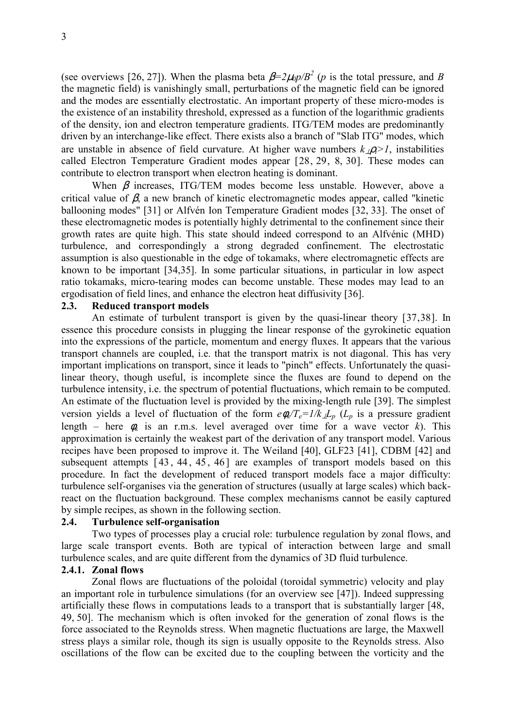(see overviews [26, 27]). When the plasma beta $\beta=2\mu_0 p/B^2$ ($p$ is the total pressure, and $B$ the magnetic field) is vanishingly small, perturbations of the magnetic field can be ignored and the modes are essentially electrostatic. An important property of these micro-modes is the existence of an instability threshold, expressed as a function of the logarithmic gradients of the density, ion and electron temperature gradients. ITG/TEM modes are predominantly driven by an interchange-like effect. There exists also a branch of "Slab ITG" modes, which are unstable in absence of field curvature. At higher wave numbers $k_\perp\rho_i>1$, instabilities called Electron Temperature Gradient modes appear [28, 29, 8, 30]. These modes can contribute to electron transport when electron heating is dominant.

When $\beta$ increases, ITG/TEM modes become less unstable. However, above a critical value of $\beta$, a new branch of kinetic electromagnetic modes appear, called "kinetic ballooning modes" [31] or Alfvén Ion Temperature Gradient modes [32, 33]. The onset of these electromagnetic modes is potentially highly detrimental to the confinement since their growth rates are quite high. This state should indeed correspond to an Alfvénic (MHD) turbulence, and correspondingly a strong degraded confinement. The electrostatic assumption is also questionable in the edge of tokamaks, where electromagnetic effects are known to be important [34,35]. In some particular situations, in particular in low aspect ratio tokamaks, micro-tearing modes can become unstable. These modes may lead to an ergodisation of field lines, and enhance the electron heat diffusivity [36].

### 2.3. Reduced transport models

An estimate of turbulent transport is given by the quasi-linear theory [37,38]. In essence this procedure consists in plugging the linear response of the gyrokinetic equation into the expressions of the particle, momentum and energy fluxes. It appears that the various transport channels are coupled, i.e. that the transport matrix is not diagonal. This has very important implications on transport, since it leads to "pinch" effects. Unfortunately the quasi-linear theory, though useful, is incomplete since the fluxes are found to depend on the turbulence intensity, i.e. the spectrum of potential fluctuations, which remain to be computed. An estimate of the fluctuation level is provided by the mixing-length rule [39]. The simplest version yields a level of fluctuation of the form $e\phi_k/T_e=1/k_\perp L_p$ ($L_p$ is a pressure gradient length – here $\phi_k$ is an r.m.s. level averaged over time for a wave vector $k$). This approximation is certainly the weakest part of the derivation of any transport model. Various recipes have been proposed to improve it. The Weiland [40], GLF23 [41], CDBM [42] and subsequent attempts [43, 44, 45, 46] are examples of transport models based on this procedure. In fact the development of reduced transport models face a major difficulty: turbulence self-organises via the generation of structures (usually at large scales) which back-react on the fluctuation background. These complex mechanisms cannot be easily captured by simple recipes, as shown in the following section.

### 2.4. Turbulence self-organisation

Two types of processes play a crucial role: turbulence regulation by zonal flows, and large scale transport events. Both are typical of interaction between large and small turbulence scales, and are quite different from the dynamics of 3D fluid turbulence.

#### 2.4.1. Zonal flows

Zonal flows are fluctuations of the poloidal (toroidal symmetric) velocity and play an important role in turbulence simulations (for an overview see [47]). Indeed suppressing artificially these flows in computations leads to a transport that is substantially larger [48, 49, 50]. The mechanism which is often invoked for the generation of zonal flows is the force associated to the Reynolds stress. When magnetic fluctuations are large, the Maxwell stress plays a similar role, though its sign is usually opposite to the Reynolds stress. Also oscillations of the flow can be excited due to the coupling between the vorticity and the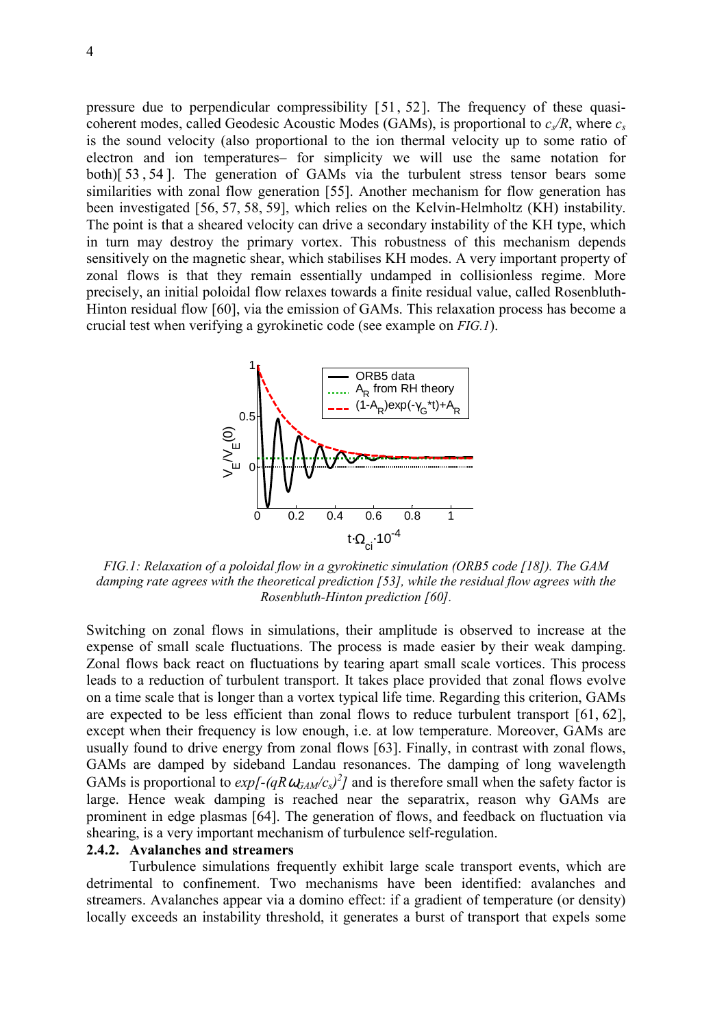pressure due to perpendicular compressibility [51, 52]. The frequency of these quasi-coherent modes, called Geodesic Acoustic Modes (GAMs), is proportional to $c_s/R$, where $c_s$ is the sound velocity (also proportional to the ion thermal velocity up to some ratio of electron and ion temperatures– for simplicity we will use the same notation for both)[53, 54]. The generation of GAMs via the turbulent stress tensor bears some similarities with zonal flow generation [55]. Another mechanism for flow generation has been investigated [56, 57, 58, 59], which relies on the Kelvin-Helmholtz (KH) instability. The point is that a sheared velocity can drive a secondary instability of the KH type, which in turn may destroy the primary vortex. This robustness of this mechanism depends sensitively on the magnetic shear, which stabilises KH modes. A very important property of zonal flows is that they remain essentially undamped in collisionless regime. More precisely, an initial poloidal flow relaxes towards a finite residual value, called Rosenbluth-Hinton residual flow [60], via the emission of GAMs. This relaxation process has become a crucial test when verifying a gyrokinetic code (see example on *FIG.1*).

*FIG.1: Relaxation of a poloidal flow in a gyrokinetic simulation (ORB5 code [18]). The GAM damping rate agrees with the theoretical prediction [53], while the residual flow agrees with the Rosenbluth-Hinton prediction [60].*

Switching on zonal flows in simulations, their amplitude is observed to increase at the expense of small scale fluctuations. The process is made easier by their weak damping. Zonal flows back react on fluctuations by tearing apart small scale vortices. This process leads to a reduction of turbulent transport. It takes place provided that zonal flows evolve on a time scale that is longer than a vortex typical life time. Regarding this criterion, GAMs are expected to be less efficient than zonal flows to reduce turbulent transport [61, 62], except when their frequency is low enough, i.e. at low temperature. Moreover, GAMs are usually found to drive energy from zonal flows [63]. Finally, in contrast with zonal flows, GAMs are damped by sideband Landau resonances. The damping of long wavelength GAMs is proportional to $exp[-(qR\,\omega_{GAM}/c_s)^2]$ and is therefore small when the safety factor is large. Hence weak damping is reached near the separatrix, reason why GAMs are prominent in edge plasmas [64]. The generation of flows, and feedback on fluctuation via shearing, is a very important mechanism of turbulence self-regulation.

### 2.4.2. Avalanches and streamers

Turbulence simulations frequently exhibit large scale transport events, which are detrimental to confinement. Two mechanisms have been identified: avalanches and streamers. Avalanches appear via a domino effect: if a gradient of temperature (or density) locally exceeds an instability threshold, it generates a burst of transport that expels some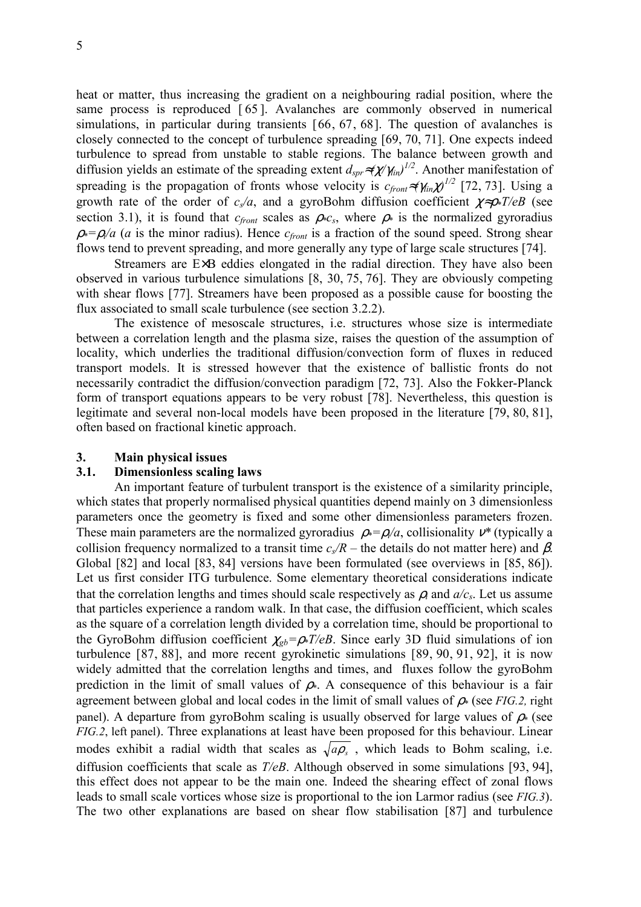heat or matter, thus increasing the gradient on a neighbouring radial position, where the same process is reproduced [65]. Avalanches are commonly observed in numerical simulations, in particular during transients [66, 67, 68]. The question of avalanches is closely connected to the concept of turbulence spreading [69, 70, 71]. One expects indeed turbulence to spread from unstable to stable regions. The balance between growth and diffusion yields an estimate of the spreading extent $d_{spr} \approx (\chi/\gamma_{lin})^{1/2}$. Another manifestation of spreading is the propagation of fronts whose velocity is $c_{front} \approx (\gamma_{lin}\chi)^{1/2}$ [72, 73]. Using a growth rate of the order of $c_s/a$, and a gyroBohm diffusion coefficient $\chi \approx \rho_* T/eB$ (see section 3.1), it is found that $c_{front}$ scales as $\rho_* c_s$, where $\rho_*$ is the normalized gyroradius $\rho_* = \rho_i/a$ ($a$ is the minor radius). Hence $c_{front}$ is a fraction of the sound speed. Strong shear flows tend to prevent spreading, and more generally any type of large scale structures [74].

Streamers are E×B eddies elongated in the radial direction. They have also been observed in various turbulence simulations [8, 30, 75, 76]. They are obviously competing with shear flows [77]. Streamers have been proposed as a possible cause for boosting the flux associated to small scale turbulence (see section 3.2.2).

The existence of mesoscale structures, i.e. structures whose size is intermediate between a correlation length and the plasma size, raises the question of the assumption of locality, which underlies the traditional diffusion/convection form of fluxes in reduced transport models. It is stressed however that the existence of ballistic fronts do not necessarily contradict the diffusion/convection paradigm [72, 73]. Also the Fokker-Planck form of transport equations appears to be very robust [78]. Nevertheless, this question is legitimate and several non-local models have been proposed in the literature [79, 80, 81], often based on fractional kinetic approach.

## 3. Main physical issues

### 3.1. Dimensionless scaling laws

An important feature of turbulent transport is the existence of a similarity principle, which states that properly normalised physical quantities depend mainly on 3 dimensionless parameters once the geometry is fixed and some other dimensionless parameters frozen. These main parameters are the normalized gyroradius $\rho_* = \rho_i/a$, collisionality $\nu^*$ (typically a collision frequency normalized to a transit time $c_s/R$ – the details do not matter here) and $\beta$. Global [82] and local [83, 84] versions have been formulated (see overviews in [85, 86]). Let us first consider ITG turbulence. Some elementary theoretical considerations indicate that the correlation lengths and times should scale respectively as $\rho_i$ and $a/c_s$. Let us assume that particles experience a random walk. In that case, the diffusion coefficient, which scales as the square of a correlation length divided by a correlation time, should be proportional to the GyroBohm diffusion coefficient $\chi_{gb} = \rho_* T/eB$. Since early 3D fluid simulations of ion turbulence [87, 88], and more recent gyrokinetic simulations [89, 90, 91, 92], it is now widely admitted that the correlation lengths and times, and fluxes follow the gyroBohm prediction in the limit of small values of $\rho_*$. A consequence of this behaviour is a fair agreement between global and local codes in the limit of small values of $\rho_*$ (see *FIG.2,* right panel). A departure from gyroBohm scaling is usually observed for large values of $\rho_*$ (see *FIG.2*, left panel). Three explanations at least have been proposed for this behaviour. Linear modes exhibit a radial width that scales as $\sqrt{a\rho_s}$, which leads to Bohm scaling, i.e. diffusion coefficients that scale as $T/eB$. Although observed in some simulations [93, 94], this effect does not appear to be the main one. Indeed the shearing effect of zonal flows leads to small scale vortices whose size is proportional to the ion Larmor radius (see *FIG.3*). The two other explanations are based on shear flow stabilisation [87] and turbulence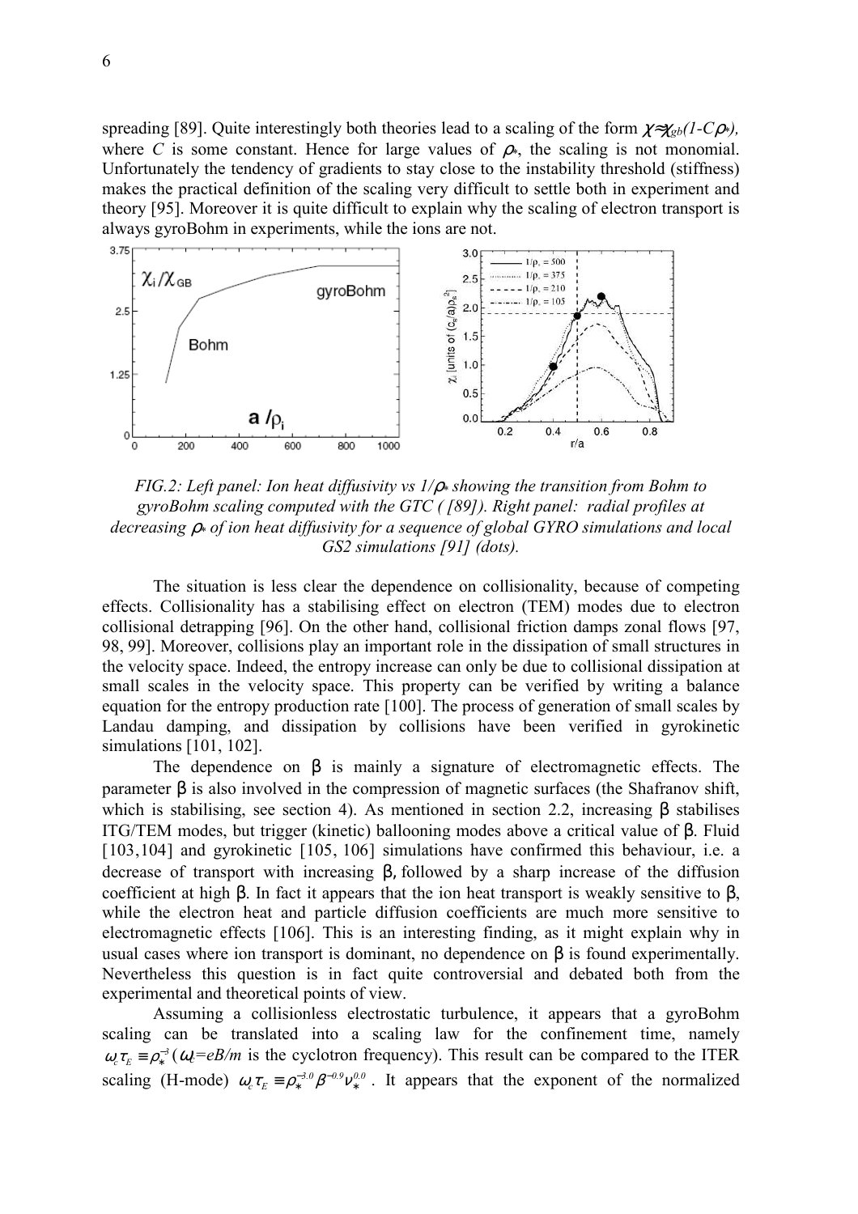spreading [89]. Quite interestingly both theories lead to a scaling of the form $\chi \approx \chi_{gb}(1-C\rho_*)$, where $C$ is some constant. Hence for large values of $\rho_*$, the scaling is not monomial. Unfortunately the tendency of gradients to stay close to the instability threshold (stiffness) makes the practical definition of the scaling very difficult to settle both in experiment and theory [95]. Moreover it is quite difficult to explain why the scaling of electron transport is always gyroBohm in experiments, while the ions are not.

*FIG.2: Left panel: Ion heat diffusivity vs $1/\rho_*$ showing the transition from Bohm to gyroBohm scaling computed with the GTC ( [89]). Right panel: radial profiles at decreasing $\rho_*$ of ion heat diffusivity for a sequence of global GYRO simulations and local GS2 simulations [91] (dots).*

The situation is less clear the dependence on collisionality, because of competing effects. Collisionality has a stabilising effect on electron (TEM) modes due to electron collisional detrapping [96]. On the other hand, collisional friction damps zonal flows [97, 98, 99]. Moreover, collisions play an important role in the dissipation of small structures in the velocity space. Indeed, the entropy increase can only be due to collisional dissipation at small scales in the velocity space. This property can be verified by writing a balance equation for the entropy production rate [100]. The process of generation of small scales by Landau damping, and dissipation by collisions have been verified in gyrokinetic simulations [101, 102].

The dependence on $\beta$ is mainly a signature of electromagnetic effects. The parameter $\beta$ is also involved in the compression of magnetic surfaces (the Shafranov shift, which is stabilising, see section 4). As mentioned in section 2.2, increasing $\beta$ stabilises ITG/TEM modes, but trigger (kinetic) ballooning modes above a critical value of $\beta$. Fluid [103,104] and gyrokinetic [105, 106] simulations have confirmed this behaviour, i.e. a decrease of transport with increasing $\beta$, followed by a sharp increase of the diffusion coefficient at high $\beta$. In fact it appears that the ion heat transport is weakly sensitive to $\beta$, while the electron heat and particle diffusion coefficients are much more sensitive to electromagnetic effects [106]. This is an interesting finding, as it might explain why in usual cases where ion transport is dominant, no dependence on $\beta$ is found experimentally. Nevertheless this question is in fact quite controversial and debated both from the experimental and theoretical points of view.

Assuming a collisionless electrostatic turbulence, it appears that a gyroBohm scaling can be translated into a scaling law for the confinement time, namely $\omega_c\tau_E \equiv \rho_*^{-3}$ ($\omega_c=eB/m$ is the cyclotron frequency). This result can be compared to the ITER scaling (H-mode) $\omega_c\tau_E \equiv \rho_*^{-3.0}\beta^{-0.9}\nu_*^{0.0}$ . It appears that the exponent of the normalized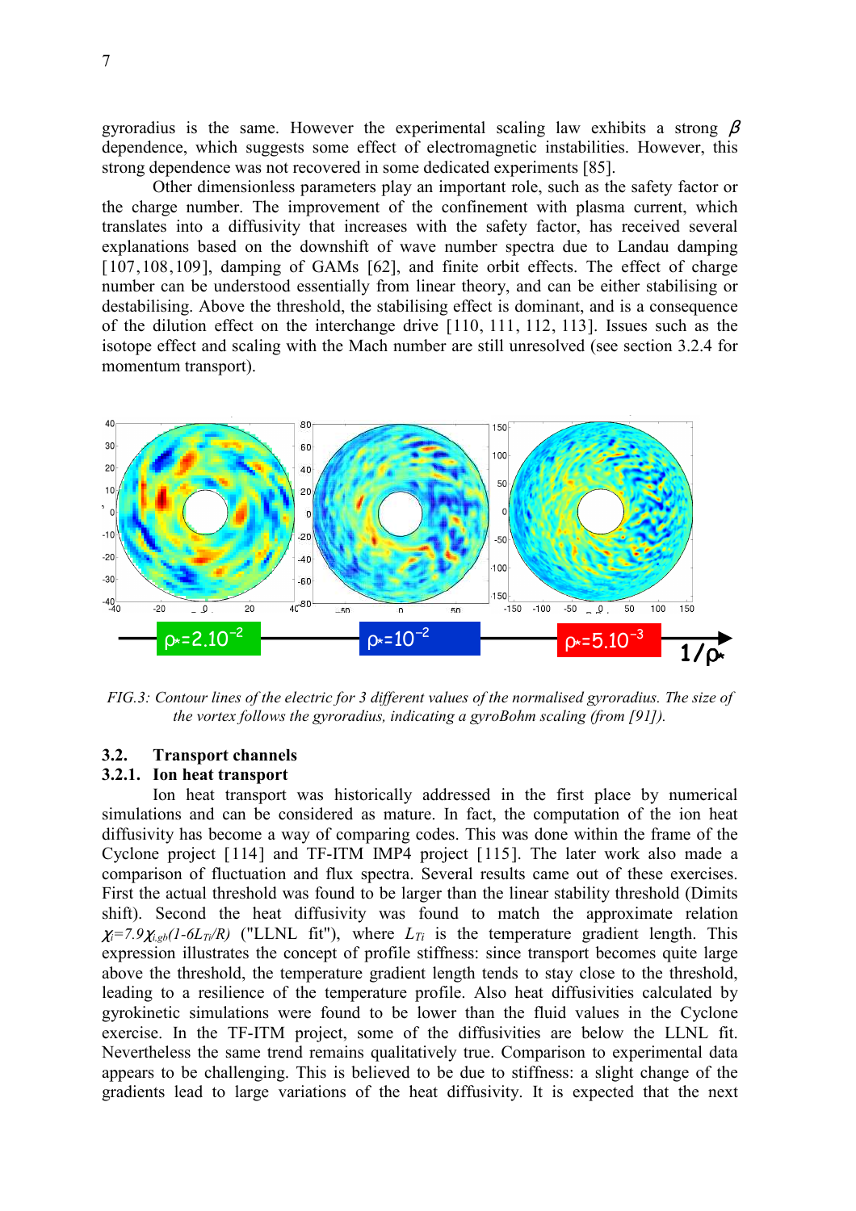gyroradius is the same. However the experimental scaling law exhibits a strong $\beta$ dependence, which suggests some effect of electromagnetic instabilities. However, this strong dependence was not recovered in some dedicated experiments [85].

Other dimensionless parameters play an important role, such as the safety factor or the charge number. The improvement of the confinement with plasma current, which translates into a diffusivity that increases with the safety factor, has received several explanations based on the downshift of wave number spectra due to Landau damping [107,108,109], damping of GAMs [62], and finite orbit effects. The effect of charge number can be understood essentially from linear theory, and can be either stabilising or destabilising. Above the threshold, the stabilising effect is dominant, and is a consequence of the dilution effect on the interchange drive [110, 111, 112, 113]. Issues such as the isotope effect and scaling with the Mach number are still unresolved (see section 3.2.4 for momentum transport).

*FIG.3: Contour lines of the electric for 3 different values of the normalised gyroradius. The size of the vortex follows the gyroradius, indicating a gyroBohm scaling (from [91]).*

## 3.2. Transport channels

### 3.2.1. Ion heat transport

Ion heat transport was historically addressed in the first place by numerical simulations and can be considered as mature. In fact, the computation of the ion heat diffusivity has become a way of comparing codes. This was done within the frame of the Cyclone project [114] and TF-ITM IMP4 project [115]. The later work also made a comparison of fluctuation and flux spectra. Several results came out of these exercises. First the actual threshold was found to be larger than the linear stability threshold (Dimits shift). Second the heat diffusivity was found to match the approximate relation $\chi_i=7.9\chi_{i,gb}(1-6L_{Ti}/R)$ ("LLNL fit"), where $L_{Ti}$ is the temperature gradient length. This expression illustrates the concept of profile stiffness: since transport becomes quite large above the threshold, the temperature gradient length tends to stay close to the threshold, leading to a resilience of the temperature profile. Also heat diffusivities calculated by gyrokinetic simulations were found to be lower than the fluid values in the Cyclone exercise. In the TF-ITM project, some of the diffusivities are below the LLNL fit. Nevertheless the same trend remains qualitatively true. Comparison to experimental data appears to be challenging. This is believed to be due to stiffness: a slight change of the gradients lead to large variations of the heat diffusivity. It is expected that the next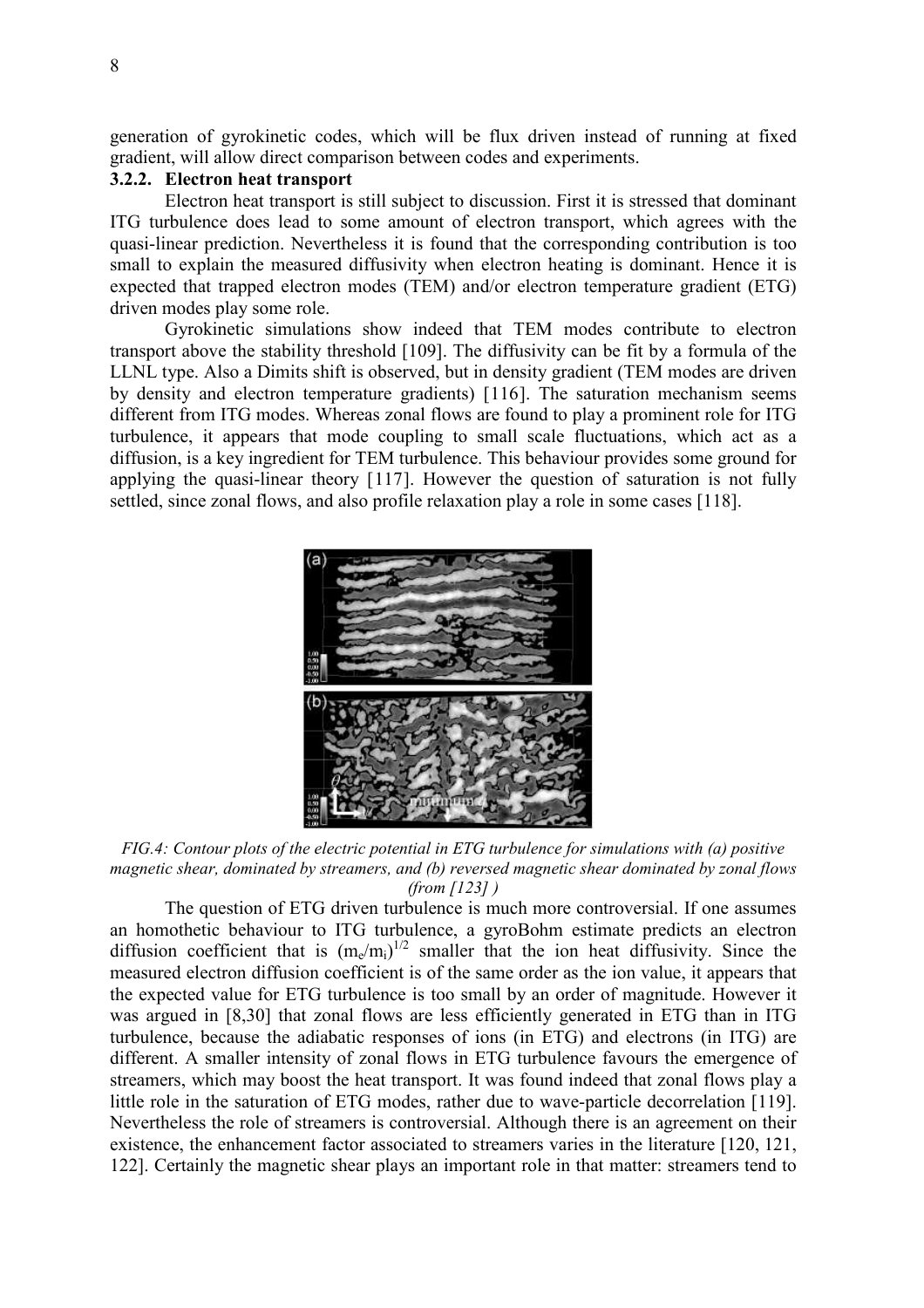generation of gyrokinetic codes, which will be flux driven instead of running at fixed gradient, will allow direct comparison between codes and experiments.

### 3.2.2. Electron heat transport

Electron heat transport is still subject to discussion. First it is stressed that dominant ITG turbulence does lead to some amount of electron transport, which agrees with the quasi-linear prediction. Nevertheless it is found that the corresponding contribution is too small to explain the measured diffusivity when electron heating is dominant. Hence it is expected that trapped electron modes (TEM) and/or electron temperature gradient (ETG) driven modes play some role.

Gyrokinetic simulations show indeed that TEM modes contribute to electron transport above the stability threshold [109]. The diffusivity can be fit by a formula of the LLNL type. Also a Dimits shift is observed, but in density gradient (TEM modes are driven by density and electron temperature gradients) [116]. The saturation mechanism seems different from ITG modes. Whereas zonal flows are found to play a prominent role for ITG turbulence, it appears that mode coupling to small scale fluctuations, which act as a diffusion, is a key ingredient for TEM turbulence. This behaviour provides some ground for applying the quasi-linear theory [117]. However the question of saturation is not fully settled, since zonal flows, and also profile relaxation play a role in some cases [118].

*FIG.4: Contour plots of the electric potential in ETG turbulence for simulations with (a) positive magnetic shear, dominated by streamers, and (b) reversed magnetic shear dominated by zonal flows (from [123] )*

The question of ETG driven turbulence is much more controversial. If one assumes an homothetic behaviour to ITG turbulence, a gyroBohm estimate predicts an electron diffusion coefficient that is $(m_e/m_i)^{1/2}$ smaller that the ion heat diffusivity. Since the measured electron diffusion coefficient is of the same order as the ion value, it appears that the expected value for ETG turbulence is too small by an order of magnitude. However it was argued in [8,30] that zonal flows are less efficiently generated in ETG than in ITG turbulence, because the adiabatic responses of ions (in ETG) and electrons (in ITG) are different. A smaller intensity of zonal flows in ETG turbulence favours the emergence of streamers, which may boost the heat transport. It was found indeed that zonal flows play a little role in the saturation of ETG modes, rather due to wave-particle decorrelation [119]. Nevertheless the role of streamers is controversial. Although there is an agreement on their existence, the enhancement factor associated to streamers varies in the literature [120, 121, 122]. Certainly the magnetic shear plays an important role in that matter: streamers tend to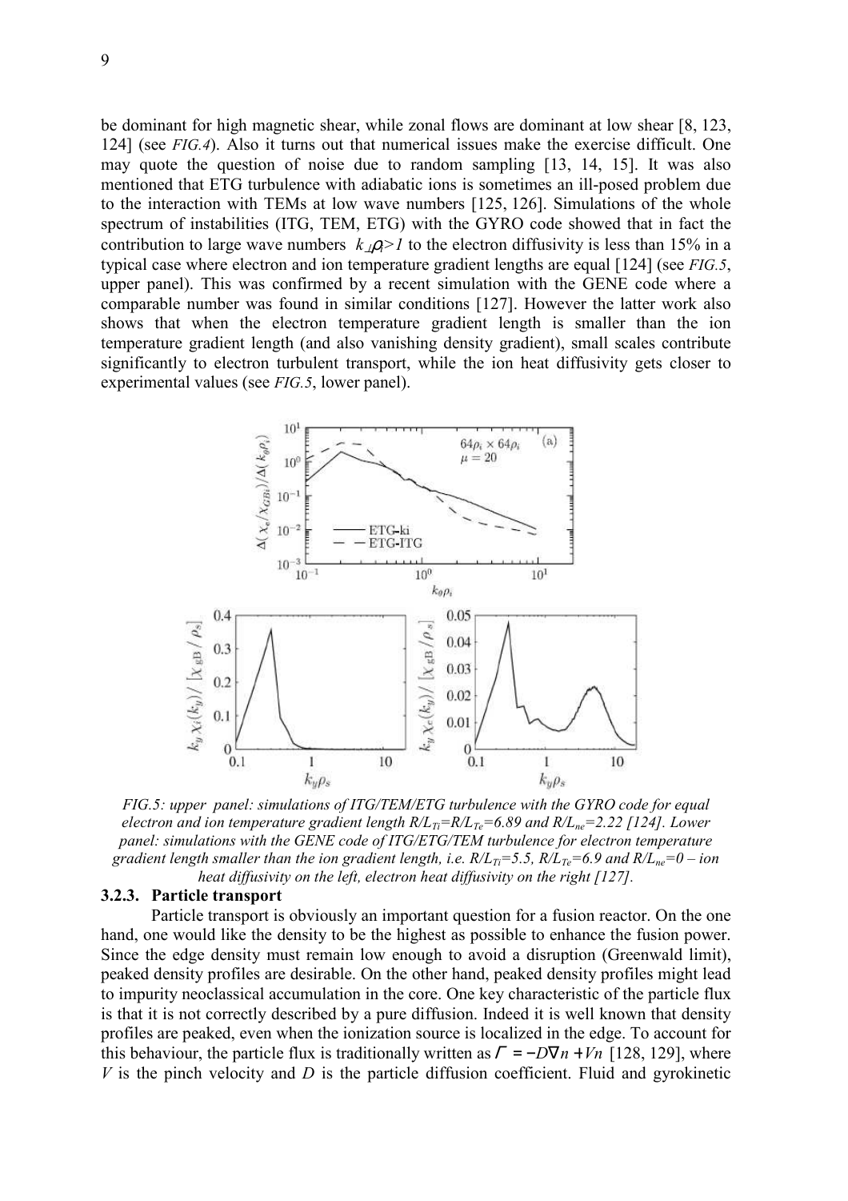be dominant for high magnetic shear, while zonal flows are dominant at low shear [8, 123, 124] (see *FIG.4*). Also it turns out that numerical issues make the exercise difficult. One may quote the question of noise due to random sampling [13, 14, 15]. It was also mentioned that ETG turbulence with adiabatic ions is sometimes an ill-posed problem due to the interaction with TEMs at low wave numbers [125, 126]. Simulations of the whole spectrum of instabilities (ITG, TEM, ETG) with the GYRO code showed that in fact the contribution to large wave numbers $k_\perp\rho_i>1$ to the electron diffusivity is less than 15% in a typical case where electron and ion temperature gradient lengths are equal [124] (see *FIG.5*, upper panel). This was confirmed by a recent simulation with the GENE code where a comparable number was found in similar conditions [127]. However the latter work also shows that when the electron temperature gradient length is smaller than the ion temperature gradient length (and also vanishing density gradient), small scales contribute significantly to electron turbulent transport, while the ion heat diffusivity gets closer to experimental values (see *FIG.5*, lower panel).

*FIG.5: upper panel: simulations of ITG/TEM/ETG turbulence with the GYRO code for equal electron and ion temperature gradient length $R/L_{Ti}=R/L_{Te}=6.89$ and $R/L_{ne}=2.22$ [124]. Lower panel: simulations with the GENE code of ITG/ETG/TEM turbulence for electron temperature gradient length smaller than the ion gradient length, i.e. $R/L_{Ti}=5.5$, $R/L_{Te}=6.9$ and $R/L_{ne}=0$ – ion heat diffusivity on the left, electron heat diffusivity on the right [127].*

### 3.2.3. Particle transport

Particle transport is obviously an important question for a fusion reactor. On the one hand, one would like the density to be the highest as possible to enhance the fusion power. Since the edge density must remain low enough to avoid a disruption (Greenwald limit), peaked density profiles are desirable. On the other hand, peaked density profiles might lead to impurity neoclassical accumulation in the core. One key characteristic of the particle flux is that it is not correctly described by a pure diffusion. Indeed it is well known that density profiles are peaked, even when the ionization source is localized in the edge. To account for this behaviour, the particle flux is traditionally written as $\Gamma = -D\nabla n + Vn$ [128, 129], where $V$ is the pinch velocity and $D$ is the particle diffusion coefficient. Fluid and gyrokinetic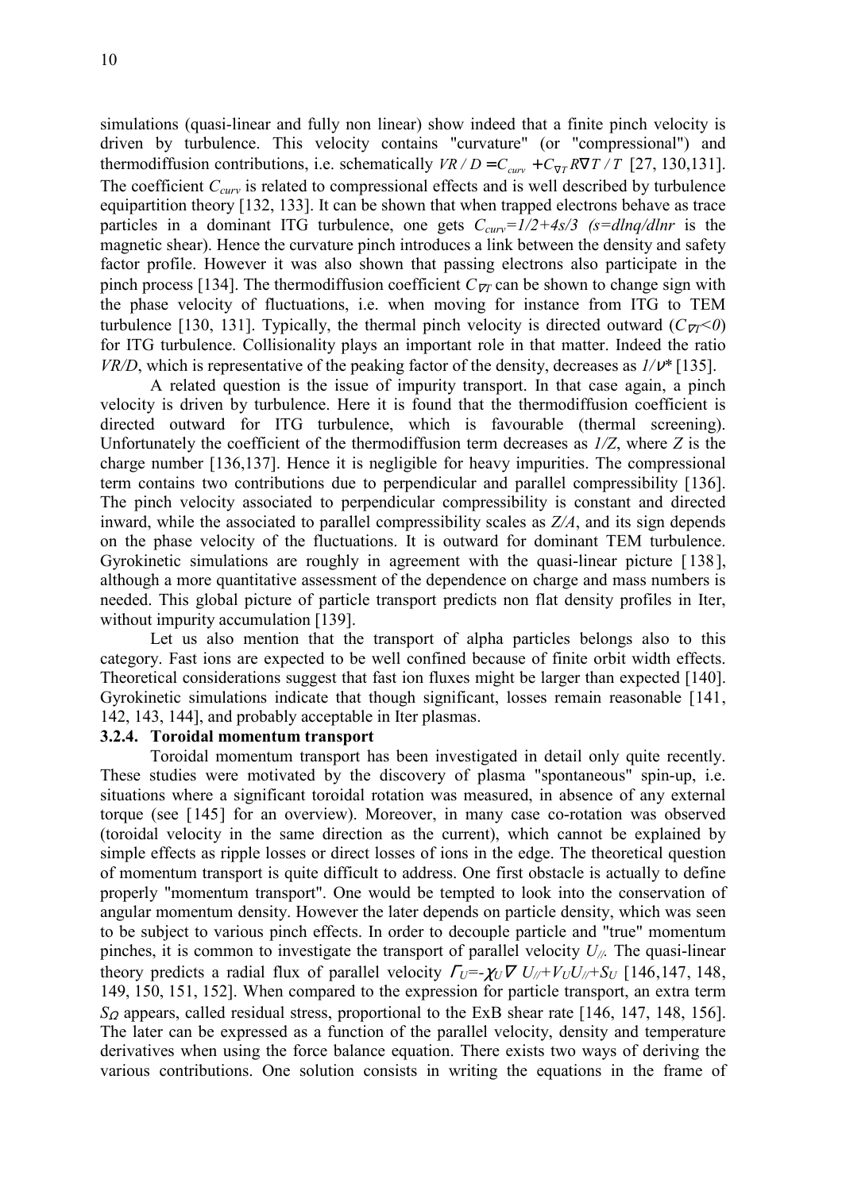simulations (quasi-linear and fully non linear) show indeed that a finite pinch velocity is driven by turbulence. This velocity contains "curvature" (or "compressional") and thermodiffusion contributions, i.e. schematically $VR/D = C_{curv} + C_{\nabla T} R\nabla T/T$ [27, 130,131]. The coefficient $C_{curv}$ is related to compressional effects and is well described by turbulence equipartition theory [132, 133]. It can be shown that when trapped electrons behave as trace particles in a dominant ITG turbulence, one gets $C_{curv}=1/2+4s/3$ ($s=dlnq/dlnr$ is the magnetic shear). Hence the curvature pinch introduces a link between the density and safety factor profile. However it was also shown that passing electrons also participate in the pinch process [134]. The thermodiffusion coefficient $C_{\nabla T}$ can be shown to change sign with the phase velocity of fluctuations, i.e. when moving for instance from ITG to TEM turbulence [130, 131]. Typically, the thermal pinch velocity is directed outward ($C_{\nabla T}<0$) for ITG turbulence. Collisionality plays an important role in that matter. Indeed the ratio $VR/D$, which is representative of the peaking factor of the density, decreases as $1/\nu^*$ [135].

A related question is the issue of impurity transport. In that case again, a pinch velocity is driven by turbulence. Here it is found that the thermodiffusion coefficient is directed outward for ITG turbulence, which is favourable (thermal screening). Unfortunately the coefficient of the thermodiffusion term decreases as $1/Z$, where $Z$ is the charge number [136,137]. Hence it is negligible for heavy impurities. The compressional term contains two contributions due to perpendicular and parallel compressibility [136]. The pinch velocity associated to perpendicular compressibility is constant and directed inward, while the associated to parallel compressibility scales as $Z/A$, and its sign depends on the phase velocity of the fluctuations. It is outward for dominant TEM turbulence. Gyrokinetic simulations are roughly in agreement with the quasi-linear picture [138], although a more quantitative assessment of the dependence on charge and mass numbers is needed. This global picture of particle transport predicts non flat density profiles in Iter, without impurity accumulation [139].

Let us also mention that the transport of alpha particles belongs also to this category. Fast ions are expected to be well confined because of finite orbit width effects. Theoretical considerations suggest that fast ion fluxes might be larger than expected [140]. Gyrokinetic simulations indicate that though significant, losses remain reasonable [141, 142, 143, 144], and probably acceptable in Iter plasmas.

### 3.2.4. Toroidal momentum transport

Toroidal momentum transport has been investigated in detail only quite recently. These studies were motivated by the discovery of plasma "spontaneous" spin-up, i.e. situations where a significant toroidal rotation was measured, in absence of any external torque (see [145] for an overview). Moreover, in many case co-rotation was observed (toroidal velocity in the same direction as the current), which cannot be explained by simple effects as ripple losses or direct losses of ions in the edge. The theoretical question of momentum transport is quite difficult to address. One first obstacle is actually to define properly "momentum transport". One would be tempted to look into the conservation of angular momentum density. However the later depends on particle density, which was seen to be subject to various pinch effects. In order to decouple particle and "true" momentum pinches, it is common to investigate the transport of parallel velocity $U_{//}$. The quasi-linear theory predicts a radial flux of parallel velocity $\Gamma_U=-\chi_U \nabla U_{//}+V_U U_{//}+S_U$ [146,147, 148, 149, 150, 151, 152]. When compared to the expression for particle transport, an extra term $S_\Omega$ appears, called residual stress, proportional to the ExB shear rate [146, 147, 148, 156]. The later can be expressed as a function of the parallel velocity, density and temperature derivatives when using the force balance equation. There exists two ways of deriving the various contributions. One solution consists in writing the equations in the frame of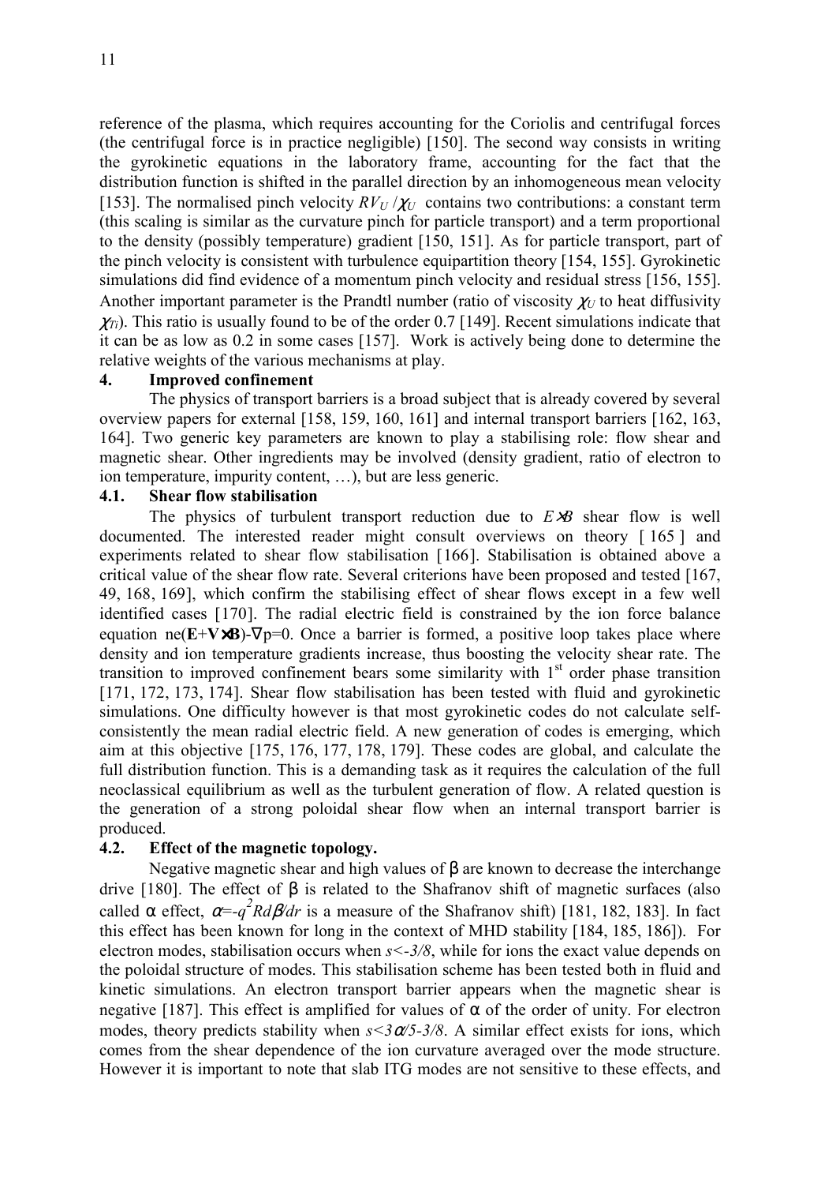reference of the plasma, which requires accounting for the Coriolis and centrifugal forces (the centrifugal force is in practice negligible) [150]. The second way consists in writing the gyrokinetic equations in the laboratory frame, accounting for the fact that the distribution function is shifted in the parallel direction by an inhomogeneous mean velocity [153]. The normalised pinch velocity $RV_U/\chi_U$ contains two contributions: a constant term (this scaling is similar as the curvature pinch for particle transport) and a term proportional to the density (possibly temperature) gradient [150, 151]. As for particle transport, part of the pinch velocity is consistent with turbulence equipartition theory [154, 155]. Gyrokinetic simulations did find evidence of a momentum pinch velocity and residual stress [156, 155]. Another important parameter is the Prandtl number (ratio of viscosity $\chi_U$ to heat diffusivity $\chi_{Ti}$). This ratio is usually found to be of the order 0.7 [149]. Recent simulations indicate that it can be as low as 0.2 in some cases [157]. Work is actively being done to determine the relative weights of the various mechanisms at play.

## 4. Improved confinement

The physics of transport barriers is a broad subject that is already covered by several overview papers for external [158, 159, 160, 161] and internal transport barriers [162, 163, 164]. Two generic key parameters are known to play a stabilising role: flow shear and magnetic shear. Other ingredients may be involved (density gradient, ratio of electron to ion temperature, impurity content, …), but are less generic.

### 4.1. Shear flow stabilisation

The physics of turbulent transport reduction due to $E\times B$ shear flow is well documented. The interested reader might consult overviews on theory [165] and experiments related to shear flow stabilisation [166]. Stabilisation is obtained above a critical value of the shear flow rate. Several criterions have been proposed and tested [167, 49, 168, 169], which confirm the stabilising effect of shear flows except in a few well identified cases [170]. The radial electric field is constrained by the ion force balance equation $ne(\mathbf{E}+\mathbf{V}\times\mathbf{B})-\nabla p=0$. Once a barrier is formed, a positive loop takes place where density and ion temperature gradients increase, thus boosting the velocity shear rate. The transition to improved confinement bears some similarity with 1st order phase transition [171, 172, 173, 174]. Shear flow stabilisation has been tested with fluid and gyrokinetic simulations. One difficulty however is that most gyrokinetic codes do not calculate self-consistently the mean radial electric field. A new generation of codes is emerging, which aim at this objective [175, 176, 177, 178, 179]. These codes are global, and calculate the full distribution function. This is a demanding task as it requires the calculation of the full neoclassical equilibrium as well as the turbulent generation of flow. A related question is the generation of a strong poloidal shear flow when an internal transport barrier is produced.

### 4.2. Effect of the magnetic topology.

Negative magnetic shear and high values of $\beta$ are known to decrease the interchange drive [180]. The effect of $\beta$ is related to the Shafranov shift of magnetic surfaces (also called $\alpha$ effect, $\alpha=-q^2Rd\beta/dr$ is a measure of the Shafranov shift) [181, 182, 183]. In fact this effect has been known for long in the context of MHD stability [184, 185, 186]). For electron modes, stabilisation occurs when $s<-3/8$, while for ions the exact value depends on the poloidal structure of modes. This stabilisation scheme has been tested both in fluid and kinetic simulations. An electron transport barrier appears when the magnetic shear is negative [187]. This effect is amplified for values of $\alpha$ of the order of unity. For electron modes, theory predicts stability when $s<3\alpha/5-3/8$. A similar effect exists for ions, which comes from the shear dependence of the ion curvature averaged over the mode structure. However it is important to note that slab ITG modes are not sensitive to these effects, and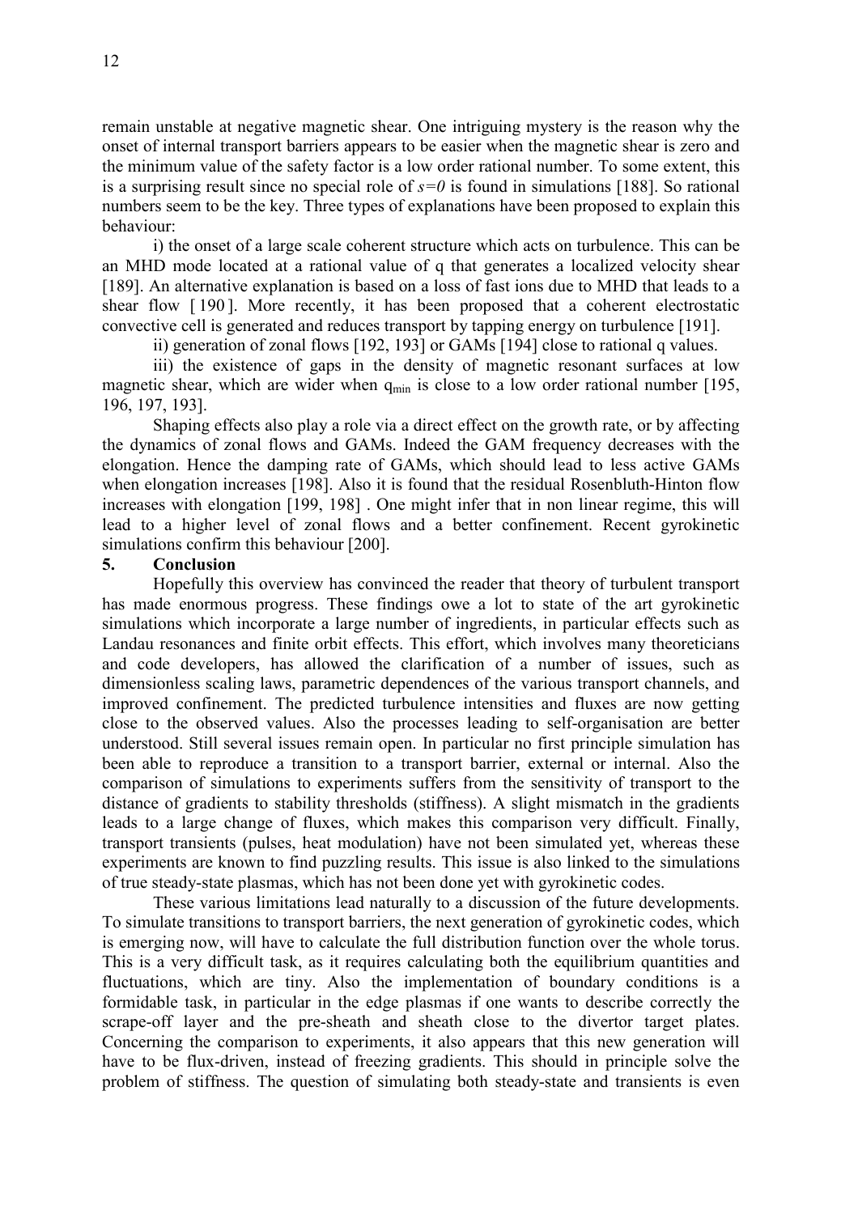remain unstable at negative magnetic shear. One intriguing mystery is the reason why the onset of internal transport barriers appears to be easier when the magnetic shear is zero and the minimum value of the safety factor is a low order rational number. To some extent, this is a surprising result since no special role of $s=0$ is found in simulations [188]. So rational numbers seem to be the key. Three types of explanations have been proposed to explain this behaviour:

i) the onset of a large scale coherent structure which acts on turbulence. This can be an MHD mode located at a rational value of q that generates a localized velocity shear [189]. An alternative explanation is based on a loss of fast ions due to MHD that leads to a shear flow [190]. More recently, it has been proposed that a coherent electrostatic convective cell is generated and reduces transport by tapping energy on turbulence [191].

ii) generation of zonal flows [192, 193] or GAMs [194] close to rational q values.

iii) the existence of gaps in the density of magnetic resonant surfaces at low magnetic shear, which are wider when $q_{min}$ is close to a low order rational number [195, 196, 197, 193].

Shaping effects also play a role via a direct effect on the growth rate, or by affecting the dynamics of zonal flows and GAMs. Indeed the GAM frequency decreases with the elongation. Hence the damping rate of GAMs, which should lead to less active GAMs when elongation increases [198]. Also it is found that the residual Rosenbluth-Hinton flow increases with elongation [199, 198] . One might infer that in non linear regime, this will lead to a higher level of zonal flows and a better confinement. Recent gyrokinetic simulations confirm this behaviour [200].

## 5. Conclusion

Hopefully this overview has convinced the reader that theory of turbulent transport has made enormous progress. These findings owe a lot to state of the art gyrokinetic simulations which incorporate a large number of ingredients, in particular effects such as Landau resonances and finite orbit effects. This effort, which involves many theoreticians and code developers, has allowed the clarification of a number of issues, such as dimensionless scaling laws, parametric dependences of the various transport channels, and improved confinement. The predicted turbulence intensities and fluxes are now getting close to the observed values. Also the processes leading to self-organisation are better understood. Still several issues remain open. In particular no first principle simulation has been able to reproduce a transition to a transport barrier, external or internal. Also the comparison of simulations to experiments suffers from the sensitivity of transport to the distance of gradients to stability thresholds (stiffness). A slight mismatch in the gradients leads to a large change of fluxes, which makes this comparison very difficult. Finally, transport transients (pulses, heat modulation) have not been simulated yet, whereas these experiments are known to find puzzling results. This issue is also linked to the simulations of true steady-state plasmas, which has not been done yet with gyrokinetic codes.

These various limitations lead naturally to a discussion of the future developments. To simulate transitions to transport barriers, the next generation of gyrokinetic codes, which is emerging now, will have to calculate the full distribution function over the whole torus. This is a very difficult task, as it requires calculating both the equilibrium quantities and fluctuations, which are tiny. Also the implementation of boundary conditions is a formidable task, in particular in the edge plasmas if one wants to describe correctly the scrape-off layer and the pre-sheath and sheath close to the divertor target plates. Concerning the comparison to experiments, it also appears that this new generation will have to be flux-driven, instead of freezing gradients. This should in principle solve the problem of stiffness. The question of simulating both steady-state and transients is even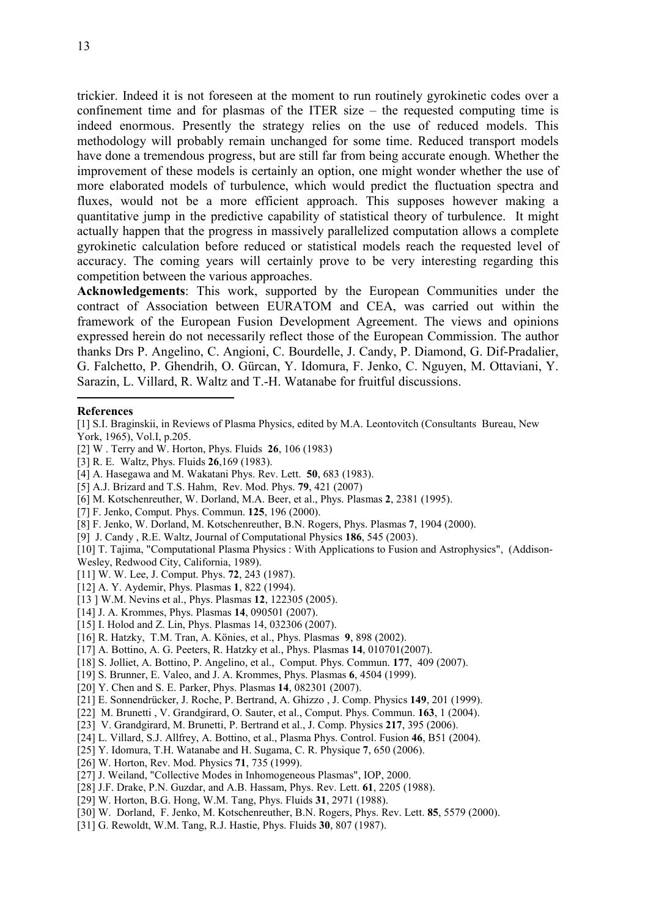trickier. Indeed it is not foreseen at the moment to run routinely gyrokinetic codes over a confinement time and for plasmas of the ITER size – the requested computing time is indeed enormous. Presently the strategy relies on the use of reduced models. This methodology will probably remain unchanged for some time. Reduced transport models have done a tremendous progress, but are still far from being accurate enough. Whether the improvement of these models is certainly an option, one might wonder whether the use of more elaborated models of turbulence, which would predict the fluctuation spectra and fluxes, would not be a more efficient approach. This supposes however making a quantitative jump in the predictive capability of statistical theory of turbulence. It might actually happen that the progress in massively parallelized computation allows a complete gyrokinetic calculation before reduced or statistical models reach the requested level of accuracy. The coming years will certainly prove to be very interesting regarding this competition between the various approaches.

**Acknowledgements**: This work, supported by the European Communities under the contract of Association between EURATOM and CEA, was carried out within the framework of the European Fusion Development Agreement. The views and opinions expressed herein do not necessarily reflect those of the European Commission. The author thanks Drs P. Angelino, C. Angioni, C. Bourdelle, J. Candy, P. Diamond, G. Dif-Pradalier, G. Falchetto, P. Ghendrih, O. Gürcan, Y. Idomura, F. Jenko, C. Nguyen, M. Ottaviani, Y. Sarazin, L. Villard, R. Waltz and T.-H. Watanabe for fruitful discussions.

---

**References**

[1] S.I. Braginskii, in Reviews of Plasma Physics, edited by M.A. Leontovitch (Consultants Bureau, New York, 1965), Vol.I, p.205.
[2] W . Terry and W. Horton, Phys. Fluids **26**, 106 (1983)
[3] R. E. Waltz, Phys. Fluids **26**,169 (1983).
[4] A. Hasegawa and M. Wakatani Phys. Rev. Lett. **50**, 683 (1983).
[5] A.J. Brizard and T.S. Hahm, Rev. Mod. Phys. **79**, 421 (2007)
[6] M. Kotschenreuther, W. Dorland, M.A. Beer, et al., Phys. Plasmas **2**, 2381 (1995).
[7] F. Jenko, Comput. Phys. Commun. **125**, 196 (2000).
[8] F. Jenko, W. Dorland, M. Kotschenreuther, B.N. Rogers, Phys. Plasmas **7**, 1904 (2000).
[9] J. Candy , R.E. Waltz, Journal of Computational Physics **186**, 545 (2003).
[10] T. Tajima, "Computational Plasma Physics : With Applications to Fusion and Astrophysics", (Addison-Wesley, Redwood City, California, 1989).
[11] W. W. Lee, J. Comput. Phys. **72**, 243 (1987).
[12] A. Y. Aydemir, Phys. Plasmas **1**, 822 (1994).
[13 ] W.M. Nevins et al., Phys. Plasmas **12**, 122305 (2005).
[14] J. A. Krommes, Phys. Plasmas **14**, 090501 (2007).
[15] I. Holod and Z. Lin, Phys. Plasmas 14, 032306 (2007).
[16] R. Hatzky, T.M. Tran, A. Könies, et al., Phys. Plasmas **9**, 898 (2002).
[17] A. Bottino, A. G. Peeters, R. Hatzky et al., Phys. Plasmas **14**, 010701(2007).
[18] S. Jolliet, A. Bottino, P. Angelino, et al., Comput. Phys. Commun. **177**, 409 (2007).
[19] S. Brunner, E. Valeo, and J. A. Krommes, Phys. Plasmas **6**, 4504 (1999).
[20] Y. Chen and S. E. Parker, Phys. Plasmas **14**, 082301 (2007).
[21] E. Sonnendrücker, J. Roche, P. Bertrand, A. Ghizzo , J. Comp. Physics **149**, 201 (1999).
[22] M. Brunetti , V. Grandgirard, O. Sauter, et al., Comput. Phys. Commun. **163**, 1 (2004).
[23] V. Grandgirard, M. Brunetti, P. Bertrand et al., J. Comp. Physics **217**, 395 (2006).
[24] L. Villard, S.J. Allfrey, A. Bottino, et al., Plasma Phys. Control. Fusion **46**, B51 (2004).
[25] Y. Idomura, T.H. Watanabe and H. Sugama, C. R. Physique **7**, 650 (2006).
[26] W. Horton, Rev. Mod. Physics **71**, 735 (1999).
[27] J. Weiland, "Collective Modes in Inhomogeneous Plasmas", IOP, 2000.
[28] J.F. Drake, P.N. Guzdar, and A.B. Hassam, Phys. Rev. Lett. **61**, 2205 (1988).
[29] W. Horton, B.G. Hong, W.M. Tang, Phys. Fluids **31**, 2971 (1988).
[30] W. Dorland, F. Jenko, M. Kotschenreuther, B.N. Rogers, Phys. Rev. Lett. **85**, 5579 (2000).
[31] G. Rewoldt, W.M. Tang, R.J. Hastie, Phys. Fluids **30**, 807 (1987).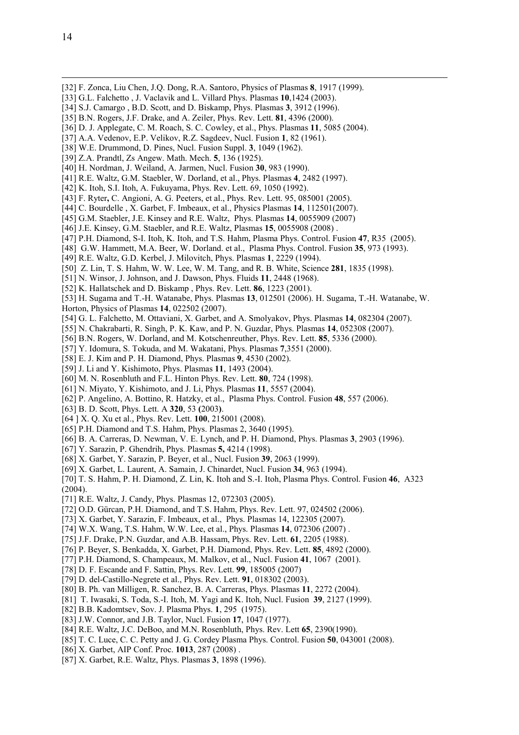[32] F. Zonca, Liu Chen, J.Q. Dong, R.A. Santoro, Physics of Plasmas **8**, 1917 (1999).

[33] G.L. Falchetto , J. Vaclavik and L. Villard Phys. Plasmas **10**,1424 (2003).

[34] S.J. Camargo , B.D. Scott, and D. Biskamp, Phys. Plasmas **3**, 3912 (1996).

[35] B.N. Rogers, J.F. Drake, and A. Zeiler, Phys. Rev. Lett. **81**, 4396 (2000).

[36] D. J. Applegate, C. M. Roach, S. C. Cowley, et al., Phys. Plasmas **11**, 5085 (2004).

[37] A.A. Vedenov, E.P. Velikov, R.Z. Sagdeev, Nucl. Fusion **1**, 82 (1961).

[38] W.E. Drummond, D. Pines, Nucl. Fusion Suppl. **3**, 1049 (1962).

[39] Z.A. Prandtl, Zs Angew. Math. Mech. **5**, 136 (1925).

[40] H. Nordman, J. Weiland, A. Jarmen, Nucl. Fusion **30**, 983 (1990).

[41] R.E. Waltz, G.M. Staebler, W. Dorland, et al., Phys. Plasmas **4**, 2482 (1997).

[42] K. Itoh, S.I. Itoh, A. Fukuyama, Phys. Rev. Lett. 69, 1050 (1992).

[43] F. Ryter**,** C. Angioni, A. G. Peeters, et al., Phys. Rev. Lett. 95, 085001 (2005).

[44] C. Bourdelle , X. Garbet, F. Imbeaux, et al., Physics Plasmas **14**, 112501(2007).

[45] G.M. Staebler, J.E. Kinsey and R.E. Waltz, Phys. Plasmas **14**, 0055909 (2007)

[46] J.E. Kinsey, G.M. Staebler, and R.E. Waltz, Plasmas **15**, 0055908 (2008) .

[47] P.H. Diamond, S-I. Itoh, K. Itoh, and T.S. Hahm, Plasma Phys. Control. Fusion **47**, R35 (2005).

[48] G.W. Hammett, M.A. Beer, W. Dorland. et al., Plasma Phys. Control. Fusion **35**, 973 (1993).

[49] R.E. Waltz, G.D. Kerbel, J. Milovitch, Phys. Plasmas **1**, 2229 (1994).

[50] Z. Lin, T. S. Hahm, W. W. Lee, W. M. Tang, and R. B. White, Science **281**, 1835 (1998).

[51] N. Winsor, J. Johnson, and J. Dawson, Phys. Fluids **11**, 2448 (1968).

[52] K. Hallatschek and D. Biskamp , Phys. Rev. Lett. **86**, 1223 (2001).

[53] H. Sugama and T.-H. Watanabe, Phys. Plasmas **13**, 012501 (2006). H. Sugama, T.-H. Watanabe, W. Horton, Physics of Plasmas **14**, 022502 (2007).

[54] G. L. Falchetto, M. Ottaviani, X. Garbet, and A. Smolyakov, Phys. Plasmas **14**, 082304 (2007).

[55] N. Chakrabarti, R. Singh, P. K. Kaw, and P. N. Guzdar, Phys. Plasmas **14**, 052308 (2007).

[56] B.N. Rogers, W. Dorland, and M. Kotschenreuther, Phys. Rev. Lett. **85**, 5336 (2000).

[57] Y. Idomura, S. Tokuda, and M. Wakatani, Phys. Plasmas **7**,3551 (2000).

[58] E. J. Kim and P. H. Diamond, Phys. Plasmas **9**, 4530 (2002).

[59] J. Li and Y. Kishimoto, Phys. Plasmas **11**, 1493 (2004).

[60] M. N. Rosenbluth and F.L. Hinton Phys. Rev. Lett. **80**, 724 (1998).

[61] N. Miyato, Y. Kishimoto, and J. Li, Phys. Plasmas **11**, 5557 (2004).

[62] P. Angelino, A. Bottino, R. Hatzky, et al., Plasma Phys. Control. Fusion **48**, 557 (2006).

[63] B. D. Scott, Phys. Lett. A **320**, 53 **(**2003**)**.

[64 ] X. Q. Xu et al., Phys. Rev. Lett. **100**, 215001 (2008).

[65] P.H. Diamond and T.S. Hahm, Phys. Plasmas 2, 3640 (1995).

[66] B. A. Carreras, D. Newman, V. E. Lynch, and P. H. Diamond, Phys. Plasmas **3**, 2903 (1996).

[67] Y. Sarazin, P. Ghendrih, Phys. Plasmas **5,** 4214 (1998).

[68] X. Garbet, Y. Sarazin, P. Beyer, et al., Nucl. Fusion **39**, 2063 (1999).

[69] X. Garbet, L. Laurent, A. Samain, J. Chinardet, Nucl. Fusion **34**, 963 (1994).

[70] T. S. Hahm, P. H. Diamond, Z. Lin, K. Itoh and S.-I. Itoh, Plasma Phys. Control. Fusion **46**, A323 (2004).

[71] R.E. Waltz, J. Candy, Phys. Plasmas 12, 072303 (2005).

[72] O.D. Gürcan, P.H. Diamond, and T.S. Hahm, Phys. Rev. Lett. 97, 024502 (2006).

[73] X. Garbet, Y. Sarazin, F. Imbeaux, et al., Phys. Plasmas 14, 122305 (2007).

[74] W.X. Wang, T.S. Hahm, W.W. Lee, et al., Phys. Plasmas **14**, 072306 (2007) .

[75] J.F. Drake, P.N. Guzdar, and A.B. Hassam, Phys. Rev. Lett. **61**, 2205 (1988).

[76] P. Beyer, S. Benkadda, X. Garbet, P.H. Diamond, Phys. Rev. Lett. **85**, 4892 (2000).

[77] P.H. Diamond, S. Champeaux, M. Malkov, et al., Nucl. Fusion **41**, 1067 (2001).

[78] D. F. Escande and F. Sattin, Phys. Rev. Lett. **99**, 185005 (2007)

[79] D. del-Castillo-Negrete et al., Phys. Rev. Lett. **91**, 018302 (2003).

[80] B. Ph. van Milligen, R. Sanchez, B. A. Carreras, Phys. Plasmas **11**, 2272 (2004).

[81] T. Iwasaki, S. Toda, S.-I. Itoh, M. Yagi and K. Itoh, Nucl. Fusion **39**, 2127 (1999).

[82] B.B. Kadomtsev, Sov. J. Plasma Phys. **1**, 295 (1975).

[83] J.W. Connor, and J.B. Taylor, Nucl. Fusion **17**, 1047 (1977).

[84] R.E. Waltz, J.C. DeBoo, and M.N. Rosenbluth, Phys. Rev. Lett **65**, 2390(1990).

[85] T. C. Luce, C. C. Petty and J. G. Cordey Plasma Phys. Control. Fusion **50**, 043001 (2008).

[86] X. Garbet, AIP Conf. Proc. **1013**, 287 (2008) .

[87] X. Garbet, R.E. Waltz, Phys. Plasmas **3**, 1898 (1996).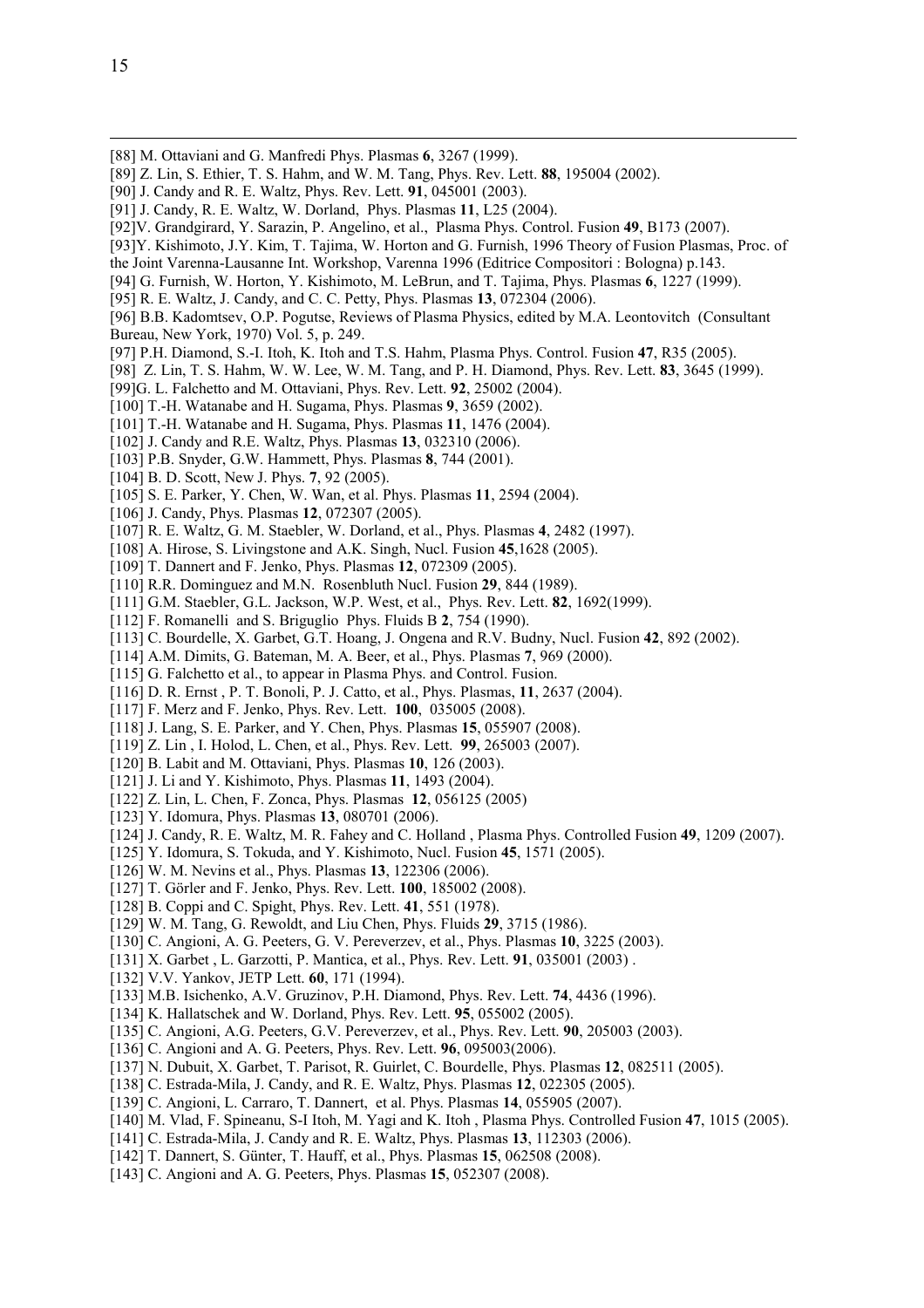[88] M. Ottaviani and G. Manfredi Phys. Plasmas **6**, 3267 (1999).
[89] Z. Lin, S. Ethier, T. S. Hahm, and W. M. Tang, Phys. Rev. Lett. **88**, 195004 (2002).
[90] J. Candy and R. E. Waltz, Phys. Rev. Lett. **91**, 045001 (2003).
[91] J. Candy, R. E. Waltz, W. Dorland, Phys. Plasmas **11**, L25 (2004).
[92]V. Grandgirard, Y. Sarazin, P. Angelino, et al., Plasma Phys. Control. Fusion **49**, B173 (2007).
[93]Y. Kishimoto, J.Y. Kim, T. Tajima, W. Horton and G. Furnish, 1996 Theory of Fusion Plasmas, Proc. of the Joint Varenna-Lausanne Int. Workshop, Varenna 1996 (Editrice Compositori : Bologna) p.143.
[94] G. Furnish, W. Horton, Y. Kishimoto, M. LeBrun, and T. Tajima, Phys. Plasmas **6**, 1227 (1999).
[95] R. E. Waltz, J. Candy, and C. C. Petty, Phys. Plasmas **13**, 072304 (2006).
[96] B.B. Kadomtsev, O.P. Pogutse, Reviews of Plasma Physics, edited by M.A. Leontovitch (Consultant Bureau, New York, 1970) Vol. 5, p. 249.
[97] P.H. Diamond, S.-I. Itoh, K. Itoh and T.S. Hahm, Plasma Phys. Control. Fusion **47**, R35 (2005).
[98] Z. Lin, T. S. Hahm, W. W. Lee, W. M. Tang, and P. H. Diamond, Phys. Rev. Lett. **83**, 3645 (1999).
[99]G. L. Falchetto and M. Ottaviani, Phys. Rev. Lett. **92**, 25002 (2004).
[100] T.-H. Watanabe and H. Sugama, Phys. Plasmas **9**, 3659 (2002).
[101] T.-H. Watanabe and H. Sugama, Phys. Plasmas **11**, 1476 (2004).
[102] J. Candy and R.E. Waltz, Phys. Plasmas **13**, 032310 (2006).
[103] P.B. Snyder, G.W. Hammett, Phys. Plasmas **8**, 744 (2001).
[104] B. D. Scott, New J. Phys. **7**, 92 (2005).
[105] S. E. Parker, Y. Chen, W. Wan, et al. Phys. Plasmas **11**, 2594 (2004).
[106] J. Candy, Phys. Plasmas **12**, 072307 (2005).
[107] R. E. Waltz, G. M. Staebler, W. Dorland, et al., Phys. Plasmas **4**, 2482 (1997).
[108] A. Hirose, S. Livingstone and A.K. Singh, Nucl. Fusion **45**,1628 (2005).
[109] T. Dannert and F. Jenko, Phys. Plasmas **12**, 072309 (2005).
[110] R.R. Dominguez and M.N. Rosenbluth Nucl. Fusion **29**, 844 (1989).
[111] G.M. Staebler, G.L. Jackson, W.P. West, et al., Phys. Rev. Lett. **82**, 1692(1999).
[112] F. Romanelli and S. Briguglio Phys. Fluids B **2**, 754 (1990).
[113] C. Bourdelle, X. Garbet, G.T. Hoang, J. Ongena and R.V. Budny, Nucl. Fusion **42**, 892 (2002).
[114] A.M. Dimits, G. Bateman, M. A. Beer, et al., Phys. Plasmas **7**, 969 (2000).
[115] G. Falchetto et al., to appear in Plasma Phys. and Control. Fusion.
[116] D. R. Ernst , P. T. Bonoli, P. J. Catto, et al., Phys. Plasmas, **11**, 2637 (2004).
[117] F. Merz and F. Jenko, Phys. Rev. Lett. **100**, 035005 (2008).
[118] J. Lang, S. E. Parker, and Y. Chen, Phys. Plasmas **15**, 055907 (2008).
[119] Z. Lin , I. Holod, L. Chen, et al., Phys. Rev. Lett. **99**, 265003 (2007).
[120] B. Labit and M. Ottaviani, Phys. Plasmas **10**, 126 (2003).
[121] J. Li and Y. Kishimoto, Phys. Plasmas **11**, 1493 (2004).
[122] Z. Lin, L. Chen, F. Zonca, Phys. Plasmas **12**, 056125 (2005)
[123] Y. Idomura, Phys. Plasmas **13**, 080701 (2006).
[124] J. Candy, R. E. Waltz, M. R. Fahey and C. Holland , Plasma Phys. Controlled Fusion **49**, 1209 (2007).
[125] Y. Idomura, S. Tokuda, and Y. Kishimoto, Nucl. Fusion **45**, 1571 (2005).
[126] W. M. Nevins et al., Phys. Plasmas **13**, 122306 (2006).
[127] T. Görler and F. Jenko, Phys. Rev. Lett. **100**, 185002 (2008).
[128] B. Coppi and C. Spight, Phys. Rev. Lett. **41**, 551 (1978).
[129] W. M. Tang, G. Rewoldt, and Liu Chen, Phys. Fluids **29**, 3715 (1986).
[130] C. Angioni, A. G. Peeters, G. V. Pereverzev, et al., Phys. Plasmas **10**, 3225 (2003).
[131] X. Garbet , L. Garzotti, P. Mantica, et al., Phys. Rev. Lett. **91**, 035001 (2003) .
[132] V.V. Yankov, JETP Lett. **60**, 171 (1994).
[133] M.B. Isichenko, A.V. Gruzinov, P.H. Diamond, Phys. Rev. Lett. **74**, 4436 (1996).
[134] K. Hallatschek and W. Dorland, Phys. Rev. Lett. **95**, 055002 (2005).
[135] C. Angioni, A.G. Peeters, G.V. Pereverzev, et al., Phys. Rev. Lett. **90**, 205003 (2003).
[136] C. Angioni and A. G. Peeters, Phys. Rev. Lett. **96**, 095003(2006).
[137] N. Dubuit, X. Garbet, T. Parisot, R. Guirlet, C. Bourdelle, Phys. Plasmas **12**, 082511 (2005).
[138] C. Estrada-Mila, J. Candy, and R. E. Waltz, Phys. Plasmas **12**, 022305 (2005).
[139] C. Angioni, L. Carraro, T. Dannert, et al. Phys. Plasmas **14**, 055905 (2007).
[140] M. Vlad, F. Spineanu, S-I Itoh, M. Yagi and K. Itoh , Plasma Phys. Controlled Fusion **47**, 1015 (2005).
[141] C. Estrada-Mila, J. Candy and R. E. Waltz, Phys. Plasmas **13**, 112303 (2006).
[142] T. Dannert, S. Günter, T. Hauff, et al., Phys. Plasmas **15**, 062508 (2008).
[143] C. Angioni and A. G. Peeters, Phys. Plasmas **15**, 052307 (2008).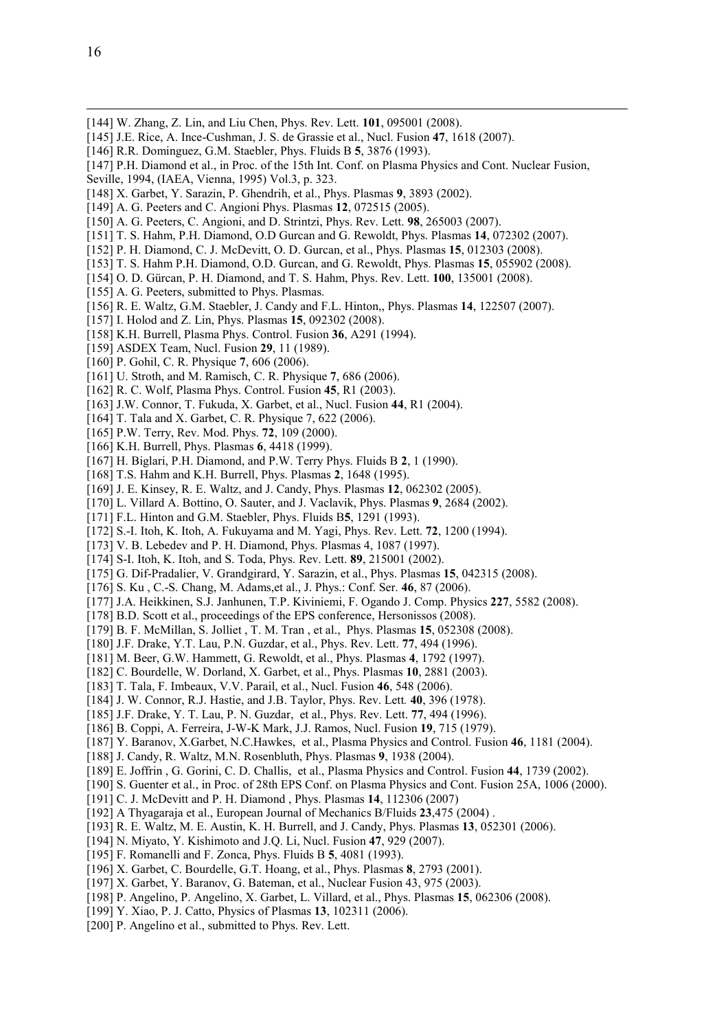[144] W. Zhang, Z. Lin, and Liu Chen, Phys. Rev. Lett. **101**, 095001 (2008).
[145] J.E. Rice, A. Ince-Cushman, J. S. de Grassie et al., Nucl. Fusion **47**, 1618 (2007).
[146] R.R. Dominguez, G.M. Staebler, Phys. Fluids B **5**, 3876 (1993).
[147] P.H. Diamond et al., in Proc. of the 15th Int. Conf. on Plasma Physics and Cont. Nuclear Fusion, Seville, 1994, (IAEA, Vienna, 1995) Vol.3, p. 323.
[148] X. Garbet, Y. Sarazin, P. Ghendrih, et al., Phys. Plasmas **9**, 3893 (2002).
[149] A. G. Peeters and C. Angioni Phys. Plasmas **12**, 072515 (2005).
[150] A. G. Peeters, C. Angioni, and D. Strintzi, Phys. Rev. Lett. **98**, 265003 (2007).
[151] T. S. Hahm, P.H. Diamond, O.D Gurcan and G. Rewoldt, Phys. Plasmas **14**, 072302 (2007).
[152] P. H. Diamond, C. J. McDevitt, O. D. Gurcan, et al., Phys. Plasmas **15**, 012303 (2008).
[153] T. S. Hahm P.H. Diamond, O.D. Gurcan, and G. Rewoldt, Phys. Plasmas **15**, 055902 (2008).
[154] O. D. Gürcan, P. H. Diamond, and T. S. Hahm, Phys. Rev. Lett. **100**, 135001 (2008).
[155] A. G. Peeters, submitted to Phys. Plasmas.
[156] R. E. Waltz, G.M. Staebler, J. Candy and F.L. Hinton,, Phys. Plasmas **14**, 122507 (2007).
[157] I. Holod and Z. Lin, Phys. Plasmas **15**, 092302 (2008).
[158] K.H. Burrell, Plasma Phys. Control. Fusion **36**, A291 (1994).
[159] ASDEX Team, Nucl. Fusion **29**, 11 (1989).
[160] P. Gohil, C. R. Physique **7**, 606 (2006).
[161] U. Stroth, and M. Ramisch, C. R. Physique **7**, 686 (2006).
[162] R. C. Wolf, Plasma Phys. Control. Fusion **45**, R1 (2003).
[163] J.W. Connor, T. Fukuda, X. Garbet, et al., Nucl. Fusion **44**, R1 (2004).
[164] T. Tala and X. Garbet, C. R. Physique 7, 622 (2006).
[165] P.W. Terry, Rev. Mod. Phys. **72**, 109 (2000).
[166] K.H. Burrell, Phys. Plasmas **6**, 4418 (1999).
[167] H. Biglari, P.H. Diamond, and P.W. Terry Phys. Fluids B **2**, 1 (1990).
[168] T.S. Hahm and K.H. Burrell, Phys. Plasmas **2**, 1648 (1995).
[169] J. E. Kinsey, R. E. Waltz, and J. Candy, Phys. Plasmas **12**, 062302 (2005).
[170] L. Villard A. Bottino, O. Sauter, and J. Vaclavik, Phys. Plasmas **9**, 2684 (2002).
[171] F.L. Hinton and G.M. Staebler, Phys. Fluids B**5**, 1291 (1993).
[172] S.-I. Itoh, K. Itoh, A. Fukuyama and M. Yagi, Phys. Rev. Lett. **72**, 1200 (1994).
[173] V. B. Lebedev and P. H. Diamond, Phys. Plasmas 4, 1087 (1997).
[174] S-I. Itoh, K. Itoh, and S. Toda, Phys. Rev. Lett. **89**, 215001 (2002).
[175] G. Dif-Pradalier, V. Grandgirard, Y. Sarazin, et al., Phys. Plasmas **15**, 042315 (2008).
[176] S. Ku , C.-S. Chang, M. Adams,et al., J. Phys.: Conf. Ser. **46**, 87 (2006).
[177] J.A. Heikkinen, S.J. Janhunen, T.P. Kiviniemi, F. Ogando J. Comp. Physics **227**, 5582 (2008).
[178] B.D. Scott et al., proceedings of the EPS conference, Hersonissos (2008).
[179] B. F. McMillan, S. Jolliet , T. M. Tran , et al., Phys. Plasmas **15**, 052308 (2008).
[180] J.F. Drake, Y.T. Lau, P.N. Guzdar, et al., Phys. Rev. Lett. **77**, 494 (1996).
[181] M. Beer, G.W. Hammett, G. Rewoldt, et al., Phys. Plasmas **4**, 1792 (1997).
[182] C. Bourdelle, W. Dorland, X. Garbet, et al., Phys. Plasmas **10**, 2881 (2003).
[183] T. Tala, F. Imbeaux, V.V. Parail, et al., Nucl. Fusion **46**, 548 (2006).
[184] J. W. Connor, R.J. Hastie, and J.B. Taylor, Phys. Rev. Lett. **40**, 396 (1978).
[185] J.F. Drake, Y. T. Lau, P. N. Guzdar, et al., Phys. Rev. Lett. **77**, 494 (1996).
[186] B. Coppi, A. Ferreira, J-W-K Mark, J.J. Ramos, Nucl. Fusion **19**, 715 (1979).
[187] Y. Baranov, X.Garbet, N.C.Hawkes, et al., Plasma Physics and Control. Fusion **46**, 1181 (2004).
[188] J. Candy, R. Waltz, M.N. Rosenbluth, Phys. Plasmas **9**, 1938 (2004).
[189] E. Joffrin , G. Gorini, C. D. Challis, et al., Plasma Physics and Control. Fusion **44**, 1739 (2002).
[190] S. Guenter et al., in Proc. of 28th EPS Conf. on Plasma Physics and Cont. Fusion 25A, 1006 (2000).
[191] C. J. McDevitt and P. H. Diamond , Phys. Plasmas **14**, 112306 (2007)
[192] A Thyagaraja et al., European Journal of Mechanics B/Fluids **23**,475 (2004) .
[193] R. E. Waltz, M. E. Austin, K. H. Burrell, and J. Candy, Phys. Plasmas **13**, 052301 (2006).
[194] N. Miyato, Y. Kishimoto and J.Q. Li, Nucl. Fusion **47**, 929 (2007).
[195] F. Romanelli and F. Zonca, Phys. Fluids B **5**, 4081 (1993).
[196] X. Garbet, C. Bourdelle, G.T. Hoang, et al., Phys. Plasmas **8**, 2793 (2001).
[197] X. Garbet, Y. Baranov, G. Bateman, et al., Nuclear Fusion 43, 975 (2003).
[198] P. Angelino, P. Angelino, X. Garbet, L. Villard, et al., Phys. Plasmas **15**, 062306 (2008).
[199] Y. Xiao, P. J. Catto, Physics of Plasmas **13**, 102311 (2006).
[200] P. Angelino et al., submitted to Phys. Rev. Lett.